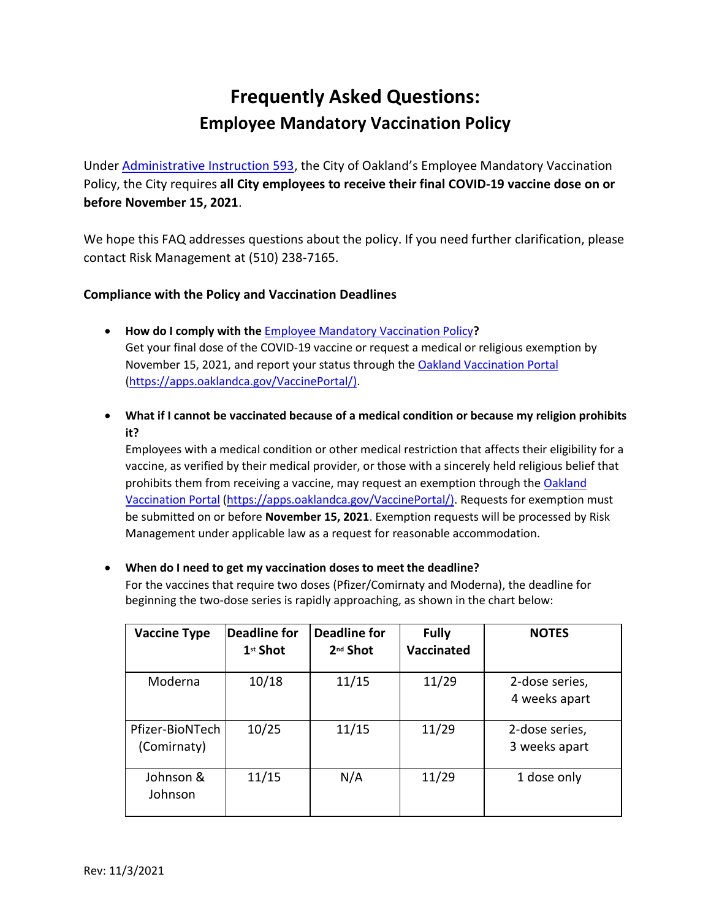# Frequently Asked Questions:

## Employee Mandatory Vaccination Policy

Under [Administrative Instruction 593](), the City of Oakland's Employee Mandatory Vaccination Policy, the City requires **all City employees to receive their final COVID-19 vaccine dose on or before November 15, 2021**.

We hope this FAQ addresses questions about the policy. If you need further clarification, please contact Risk Management at (510) 238-7165.

### Compliance with the Policy and Vaccination Deadlines

- **How do I comply with the [Employee Mandatory Vaccination Policy]()?**
  Get your final dose of the COVID-19 vaccine or request a medical or religious exemption by November 15, 2021, and report your status through the [Oakland Vaccination Portal]() (https://apps.oaklandca.gov/VaccinePortal/).

- **What if I cannot be vaccinated because of a medical condition or because my religion prohibits it?**
  Employees with a medical condition or other medical restriction that affects their eligibility for a vaccine, as verified by their medical provider, or those with a sincerely held religious belief that prohibits them from receiving a vaccine, may request an exemption through the [Oakland Vaccination Portal]() (https://apps.oaklandca.gov/VaccinePortal/). Requests for exemption must be submitted on or before **November 15, 2021**. Exemption requests will be processed by Risk Management under applicable law as a request for reasonable accommodation.

- **When do I need to get my vaccination doses to meet the deadline?**
  For the vaccines that require two doses (Pfizer/Comirnaty and Moderna), the deadline for beginning the two-dose series is rapidly approaching, as shown in the chart below:

| Vaccine Type | Deadline for 1st Shot | Deadline for 2nd Shot | Fully Vaccinated | NOTES |
|---|---|---|---|---|
| Moderna | 10/18 | 11/15 | 11/29 | 2-dose series, 4 weeks apart |
| Pfizer-BioNTech (Comirnaty) | 10/25 | 11/15 | 11/29 | 2-dose series, 3 weeks apart |
| Johnson & Johnson | 11/15 | N/A | 11/29 | 1 dose only |

Rev: 11/3/2021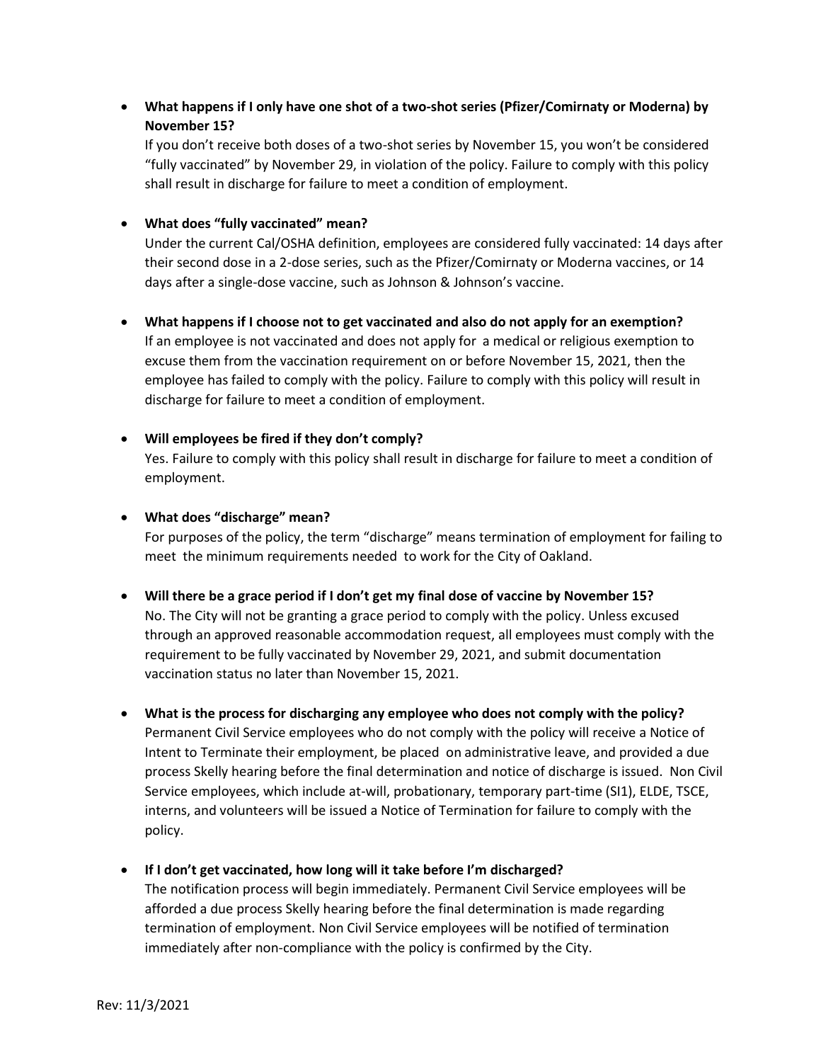- **What happens if I only have one shot of a two-shot series (Pfizer/Comirnaty or Moderna) by November 15?**

  If you don't receive both doses of a two-shot series by November 15, you won't be considered "fully vaccinated" by November 29, in violation of the policy. Failure to comply with this policy shall result in discharge for failure to meet a condition of employment.

- **What does "fully vaccinated" mean?**

  Under the current Cal/OSHA definition, employees are considered fully vaccinated: 14 days after their second dose in a 2-dose series, such as the Pfizer/Comirnaty or Moderna vaccines, or 14 days after a single-dose vaccine, such as Johnson & Johnson's vaccine.

- **What happens if I choose not to get vaccinated and also do not apply for an exemption?**

  If an employee is not vaccinated and does not apply for a medical or religious exemption to excuse them from the vaccination requirement on or before November 15, 2021, then the employee has failed to comply with the policy. Failure to comply with this policy will result in discharge for failure to meet a condition of employment.

- **Will employees be fired if they don't comply?**

  Yes. Failure to comply with this policy shall result in discharge for failure to meet a condition of employment.

- **What does "discharge" mean?**

  For purposes of the policy, the term "discharge" means termination of employment for failing to meet the minimum requirements needed to work for the City of Oakland.

- **Will there be a grace period if I don't get my final dose of vaccine by November 15?**

  No. The City will not be granting a grace period to comply with the policy. Unless excused through an approved reasonable accommodation request, all employees must comply with the requirement to be fully vaccinated by November 29, 2021, and submit documentation vaccination status no later than November 15, 2021.

- **What is the process for discharging any employee who does not comply with the policy?**

  Permanent Civil Service employees who do not comply with the policy will receive a Notice of Intent to Terminate their employment, be placed on administrative leave, and provided a due process Skelly hearing before the final determination and notice of discharge is issued. Non Civil Service employees, which include at-will, probationary, temporary part-time (SI1), ELDE, TSCE, interns, and volunteers will be issued a Notice of Termination for failure to comply with the policy.

- **If I don't get vaccinated, how long will it take before I'm discharged?**

  The notification process will begin immediately. Permanent Civil Service employees will be afforded a due process Skelly hearing before the final determination is made regarding termination of employment. Non Civil Service employees will be notified of termination immediately after non-compliance with the policy is confirmed by the City.

Rev: 11/3/2021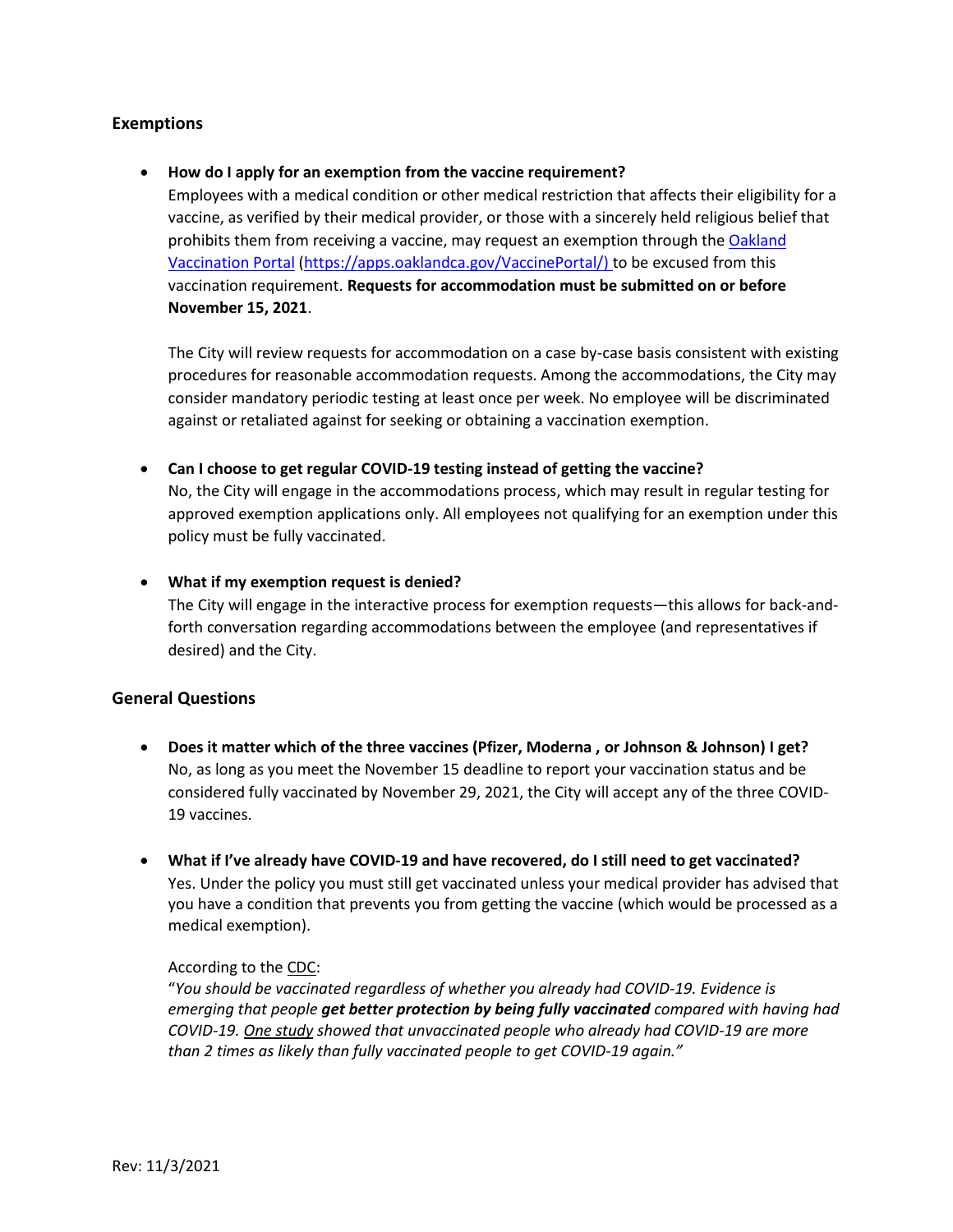## Exemptions

- **How do I apply for an exemption from the vaccine requirement?**
  Employees with a medical condition or other medical restriction that affects their eligibility for a vaccine, as verified by their medical provider, or those with a sincerely held religious belief that prohibits them from receiving a vaccine, may request an exemption through the [Oakland Vaccination Portal](https://apps.oaklandca.gov/VaccinePortal/) ([https://apps.oaklandca.gov/VaccinePortal/)](https://apps.oaklandca.gov/VaccinePortal/) to be excused from this vaccination requirement. **Requests for accommodation must be submitted on or before November 15, 2021**.

  The City will review requests for accommodation on a case by-case basis consistent with existing procedures for reasonable accommodation requests. Among the accommodations, the City may consider mandatory periodic testing at least once per week. No employee will be discriminated against or retaliated against for seeking or obtaining a vaccination exemption.

- **Can I choose to get regular COVID-19 testing instead of getting the vaccine?**
  No, the City will engage in the accommodations process, which may result in regular testing for approved exemption applications only. All employees not qualifying for an exemption under this policy must be fully vaccinated.

- **What if my exemption request is denied?**
  The City will engage in the interactive process for exemption requests—this allows for back-and-forth conversation regarding accommodations between the employee (and representatives if desired) and the City.

## General Questions

- **Does it matter which of the three vaccines (Pfizer, Moderna , or Johnson & Johnson) I get?**
  No, as long as you meet the November 15 deadline to report your vaccination status and be considered fully vaccinated by November 29, 2021, the City will accept any of the three COVID-19 vaccines.

- **What if I've already have COVID-19 and have recovered, do I still need to get vaccinated?**
  Yes. Under the policy you must still get vaccinated unless your medical provider has advised that you have a condition that prevents you from getting the vaccine (which would be processed as a medical exemption).

  According to the CDC:
  "*You should be vaccinated regardless of whether you already had COVID-19. Evidence is emerging that people **get better protection by being fully vaccinated** compared with having had COVID-19. One study showed that unvaccinated people who already had COVID-19 are more than 2 times as likely than fully vaccinated people to get COVID-19 again."*

Rev: 11/3/2021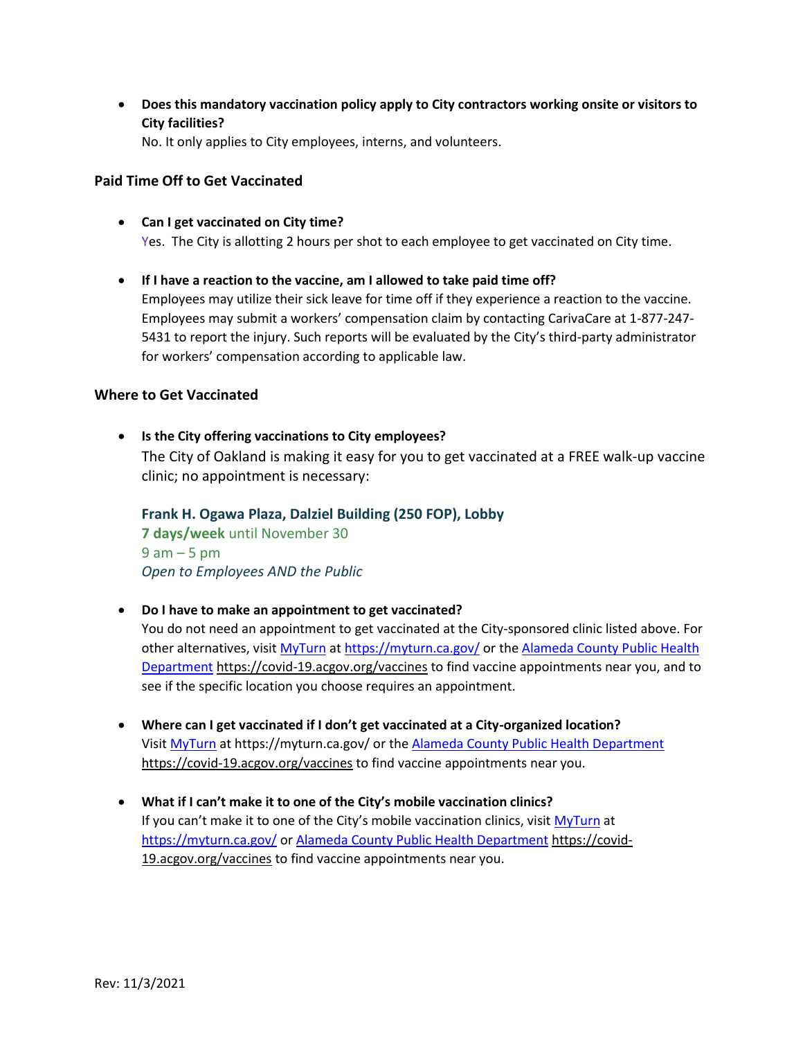- **Does this mandatory vaccination policy apply to City contractors working onsite or visitors to City facilities?**
  No. It only applies to City employees, interns, and volunteers.

### Paid Time Off to Get Vaccinated

- **Can I get vaccinated on City time?**
  Yes. The City is allotting 2 hours per shot to each employee to get vaccinated on City time.

- **If I have a reaction to the vaccine, am I allowed to take paid time off?**
  Employees may utilize their sick leave for time off if they experience a reaction to the vaccine. Employees may submit a workers' compensation claim by contacting CarivaCare at 1-877-247-5431 to report the injury. Such reports will be evaluated by the City's third-party administrator for workers' compensation according to applicable law.

### Where to Get Vaccinated

- **Is the City offering vaccinations to City employees?**
  The City of Oakland is making it easy for you to get vaccinated at a FREE walk-up vaccine clinic; no appointment is necessary:

  **Frank H. Ogawa Plaza, Dalziel Building (250 FOP), Lobby**
  **7 days/week** until November 30
  9 am – 5 pm
  *Open to Employees AND the Public*

- **Do I have to make an appointment to get vaccinated?**
  You do not need an appointment to get vaccinated at the City-sponsored clinic listed above. For other alternatives, visit MyTurn at https://myturn.ca.gov/ or the Alameda County Public Health Department https://covid-19.acgov.org/vaccines to find vaccine appointments near you, and to see if the specific location you choose requires an appointment.

- **Where can I get vaccinated if I don't get vaccinated at a City-organized location?**
  Visit MyTurn at https://myturn.ca.gov/ or the Alameda County Public Health Department https://covid-19.acgov.org/vaccines to find vaccine appointments near you.

- **What if I can't make it to one of the City's mobile vaccination clinics?**
  If you can't make it to one of the City's mobile vaccination clinics, visit MyTurn at https://myturn.ca.gov/ or Alameda County Public Health Department https://covid-19.acgov.org/vaccines to find vaccine appointments near you.

Rev: 11/3/2021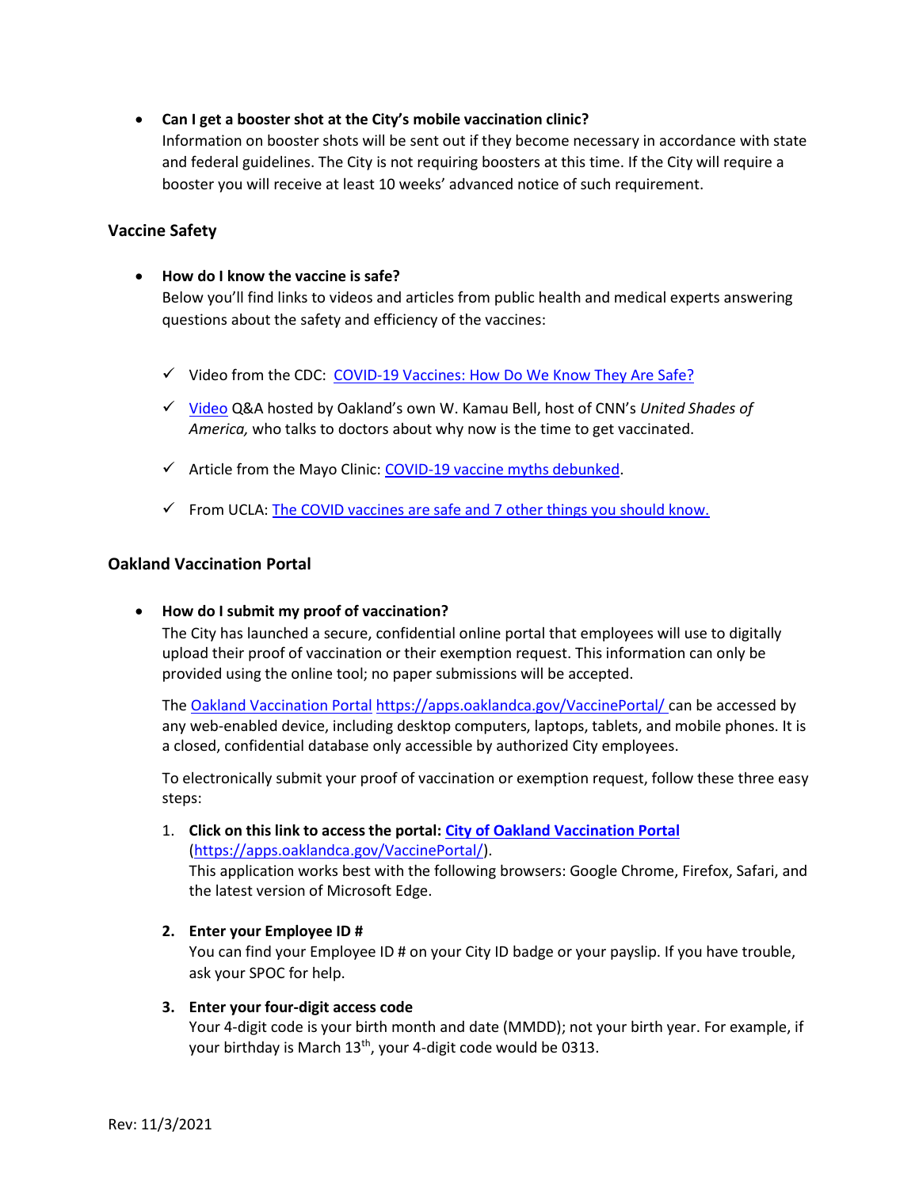- **Can I get a booster shot at the City's mobile vaccination clinic?**
  Information on booster shots will be sent out if they become necessary in accordance with state and federal guidelines. The City is not requiring boosters at this time. If the City will require a booster you will receive at least 10 weeks' advanced notice of such requirement.

### Vaccine Safety

- **How do I know the vaccine is safe?**
  Below you'll find links to videos and articles from public health and medical experts answering questions about the safety and efficiency of the vaccines:

  - ✓ Video from the CDC: COVID-19 Vaccines: How Do We Know They Are Safe?
  - ✓ Video Q&A hosted by Oakland's own W. Kamau Bell, host of CNN's *United Shades of America,* who talks to doctors about why now is the time to get vaccinated.
  - ✓ Article from the Mayo Clinic: COVID-19 vaccine myths debunked.
  - ✓ From UCLA: The COVID vaccines are safe and 7 other things you should know.

### Oakland Vaccination Portal

- **How do I submit my proof of vaccination?**
  The City has launched a secure, confidential online portal that employees will use to digitally upload their proof of vaccination or their exemption request. This information can only be provided using the online tool; no paper submissions will be accepted.

  The Oakland Vaccination Portal https://apps.oaklandca.gov/VaccinePortal/ can be accessed by any web-enabled device, including desktop computers, laptops, tablets, and mobile phones. It is a closed, confidential database only accessible by authorized City employees.

  To electronically submit your proof of vaccination or exemption request, follow these three easy steps:

  1. **Click on this link to access the portal: City of Oakland Vaccination Portal** (https://apps.oaklandca.gov/VaccinePortal/).
     This application works best with the following browsers: Google Chrome, Firefox, Safari, and the latest version of Microsoft Edge.

  2. **Enter your Employee ID #**
     You can find your Employee ID # on your City ID badge or your payslip. If you have trouble, ask your SPOC for help.

  3. **Enter your four-digit access code**
     Your 4-digit code is your birth month and date (MMDD); not your birth year. For example, if your birthday is March 13th, your 4-digit code would be 0313.

Rev: 11/3/2021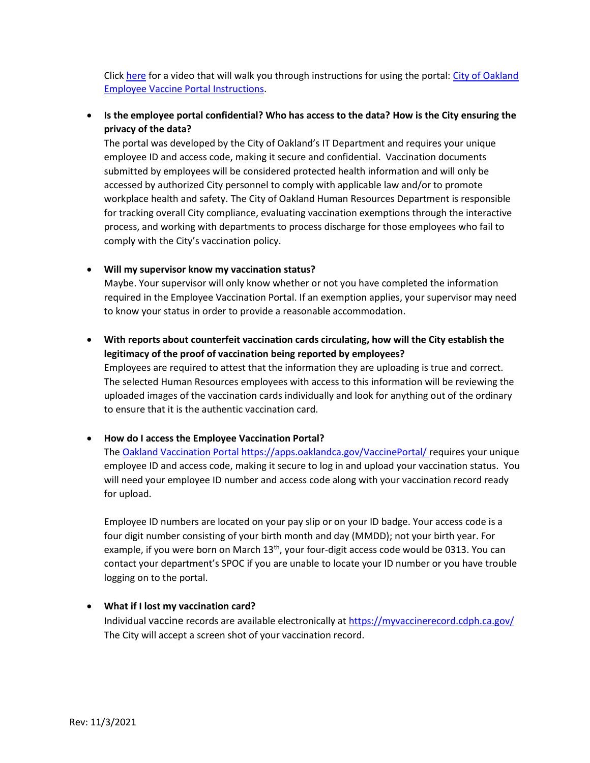Click [here](#) for a video that will walk you through instructions for using the portal: [City of Oakland Employee Vaccine Portal Instructions](#).

- **Is the employee portal confidential? Who has access to the data? How is the City ensuring the privacy of the data?**
  The portal was developed by the City of Oakland's IT Department and requires your unique employee ID and access code, making it secure and confidential. Vaccination documents submitted by employees will be considered protected health information and will only be accessed by authorized City personnel to comply with applicable law and/or to promote workplace health and safety. The City of Oakland Human Resources Department is responsible for tracking overall City compliance, evaluating vaccination exemptions through the interactive process, and working with departments to process discharge for those employees who fail to comply with the City's vaccination policy.

- **Will my supervisor know my vaccination status?**
  Maybe. Your supervisor will only know whether or not you have completed the information required in the Employee Vaccination Portal. If an exemption applies, your supervisor may need to know your status in order to provide a reasonable accommodation.

- **With reports about counterfeit vaccination cards circulating, how will the City establish the legitimacy of the proof of vaccination being reported by employees?**
  Employees are required to attest that the information they are uploading is true and correct. The selected Human Resources employees with access to this information will be reviewing the uploaded images of the vaccination cards individually and look for anything out of the ordinary to ensure that it is the authentic vaccination card.

- **How do I access the Employee Vaccination Portal?**
  The [Oakland Vaccination Portal](https://apps.oaklandca.gov/VaccinePortal/) https://apps.oaklandca.gov/VaccinePortal/ requires your unique employee ID and access code, making it secure to log in and upload your vaccination status. You will need your employee ID number and access code along with your vaccination record ready for upload.

  Employee ID numbers are located on your pay slip or on your ID badge. Your access code is a four digit number consisting of your birth month and day (MMDD); not your birth year. For example, if you were born on March 13th, your four-digit access code would be 0313. You can contact your department's SPOC if you are unable to locate your ID number or you have trouble logging on to the portal.

- **What if I lost my vaccination card?**
  Individual vaccine records are available electronically at https://myvaccinerecord.cdph.ca.gov/ The City will accept a screen shot of your vaccination record.

Rev: 11/3/2021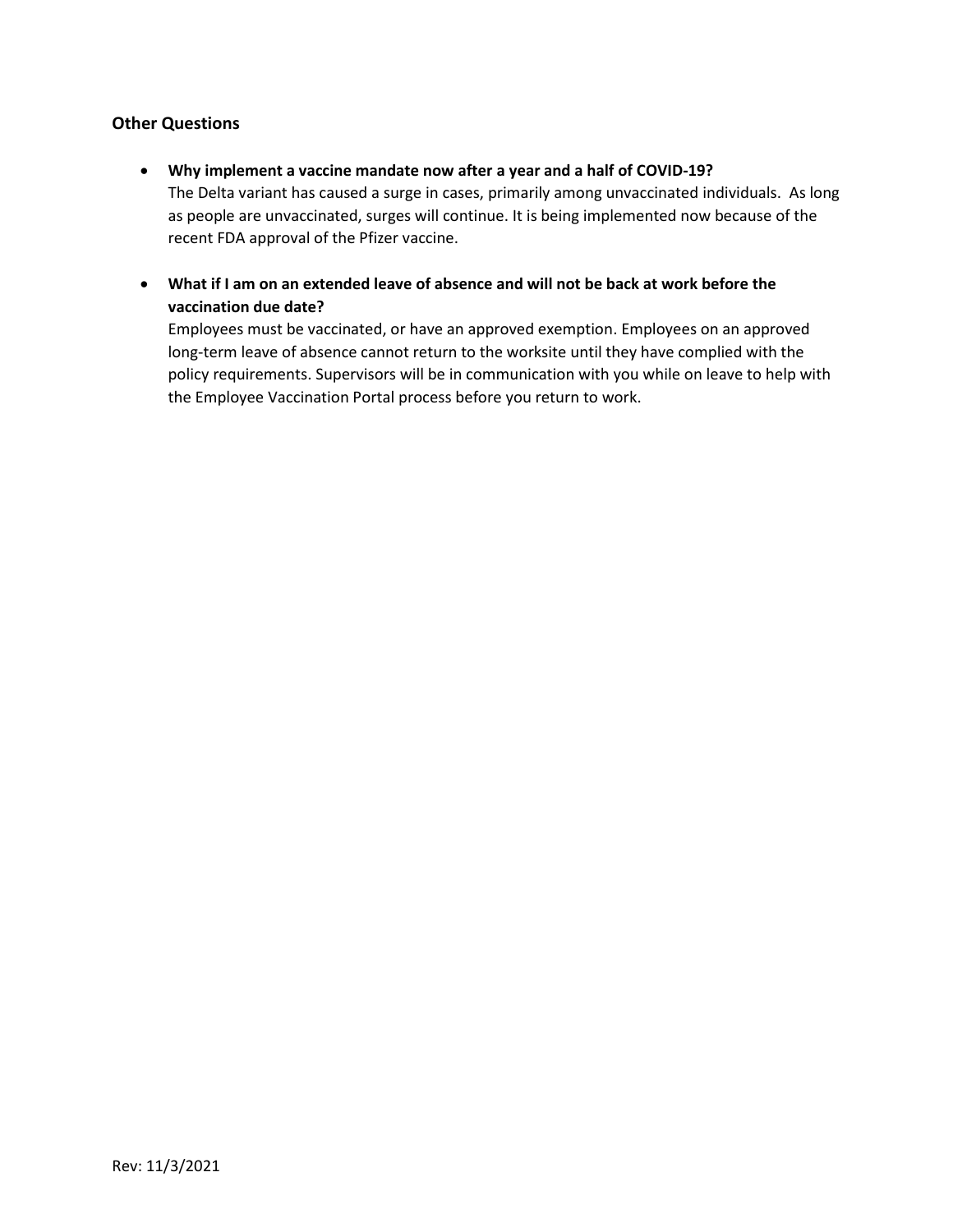### Other Questions

- **Why implement a vaccine mandate now after a year and a half of COVID-19?**
  The Delta variant has caused a surge in cases, primarily among unvaccinated individuals. As long as people are unvaccinated, surges will continue. It is being implemented now because of the recent FDA approval of the Pfizer vaccine.

- **What if I am on an extended leave of absence and will not be back at work before the vaccination due date?**
  Employees must be vaccinated, or have an approved exemption. Employees on an approved long-term leave of absence cannot return to the worksite until they have complied with the policy requirements. Supervisors will be in communication with you while on leave to help with the Employee Vaccination Portal process before you return to work.

Rev: 11/3/2021